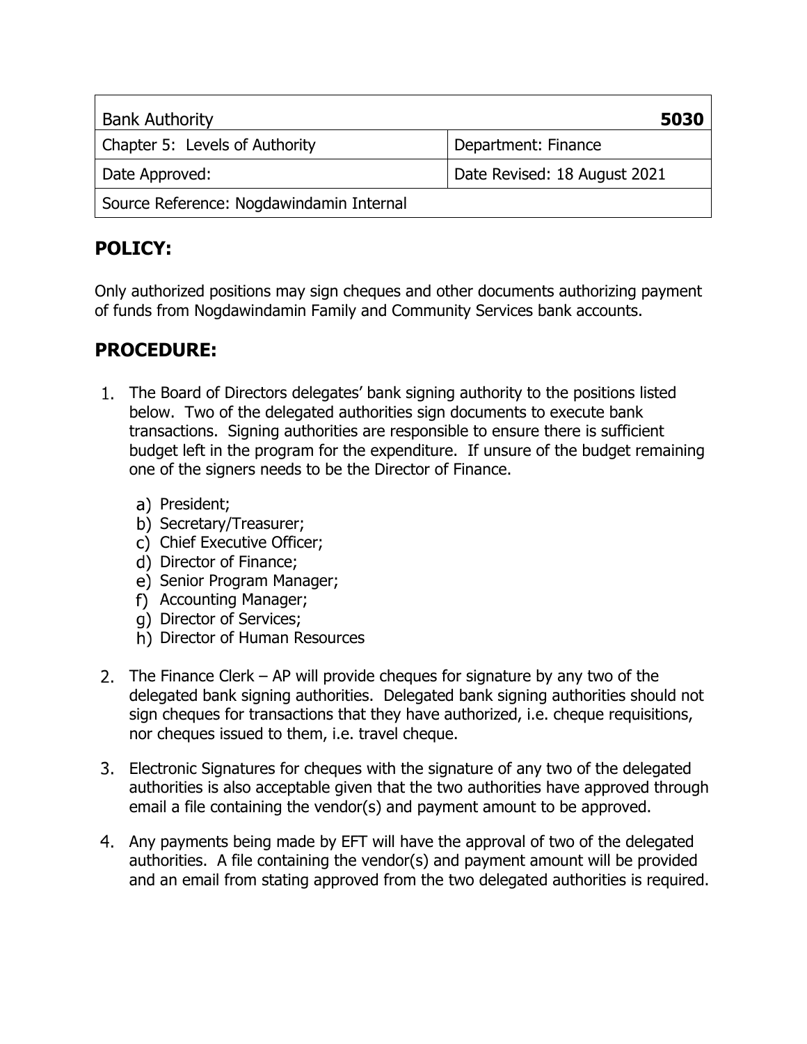| Bank Authority | **5030** |
|---|---|
| Chapter 5: Levels of Authority | Department: Finance |
| Date Approved: | Date Revised: 18 August 2021 |
| Source Reference: Nogdawindamin Internal | |

## POLICY:

Only authorized positions may sign cheques and other documents authorizing payment of funds from Nogdawindamin Family and Community Services bank accounts.

## PROCEDURE:

1. The Board of Directors delegates' bank signing authority to the positions listed below. Two of the delegated authorities sign documents to execute bank transactions. Signing authorities are responsible to ensure there is sufficient budget left in the program for the expenditure. If unsure of the budget remaining one of the signers needs to be the Director of Finance.

   a) President;
   b) Secretary/Treasurer;
   c) Chief Executive Officer;
   d) Director of Finance;
   e) Senior Program Manager;
   f) Accounting Manager;
   g) Director of Services;
   h) Director of Human Resources

2. The Finance Clerk – AP will provide cheques for signature by any two of the delegated bank signing authorities. Delegated bank signing authorities should not sign cheques for transactions that they have authorized, i.e. cheque requisitions, nor cheques issued to them, i.e. travel cheque.

3. Electronic Signatures for cheques with the signature of any two of the delegated authorities is also acceptable given that the two authorities have approved through email a file containing the vendor(s) and payment amount to be approved.

4. Any payments being made by EFT will have the approval of two of the delegated authorities. A file containing the vendor(s) and payment amount will be provided and an email from stating approved from the two delegated authorities is required.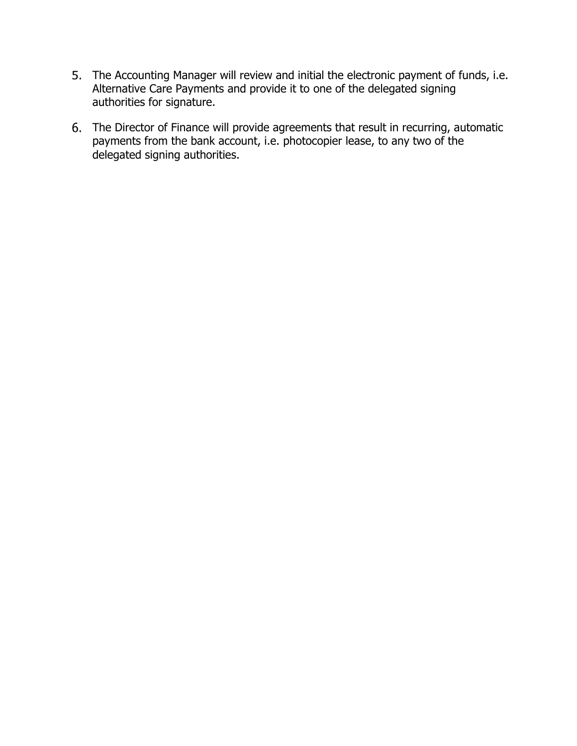5. The Accounting Manager will review and initial the electronic payment of funds, i.e. Alternative Care Payments and provide it to one of the delegated signing authorities for signature.

6. The Director of Finance will provide agreements that result in recurring, automatic payments from the bank account, i.e. photocopier lease, to any two of the delegated signing authorities.